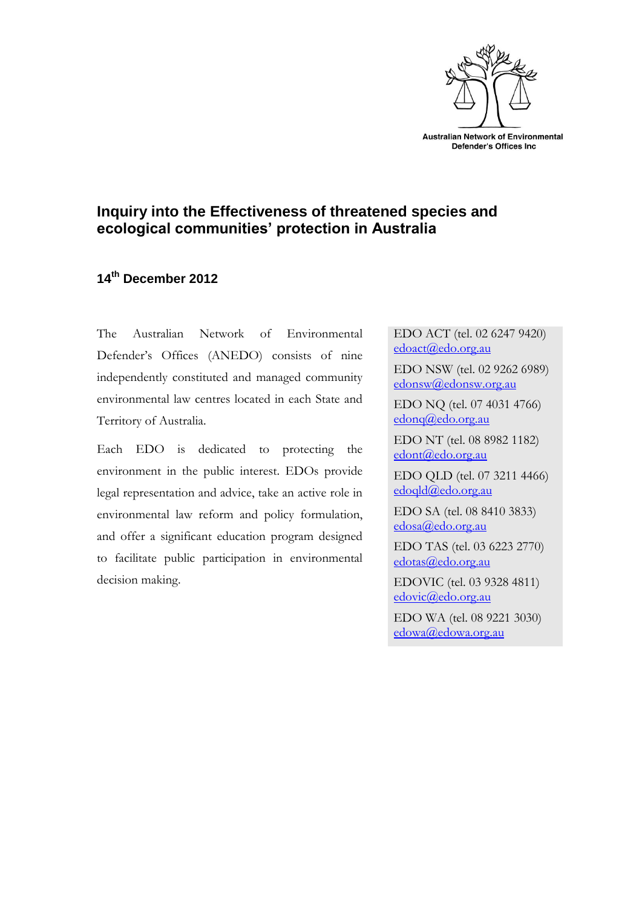Australian Network of Environmental Defender's Offices Inc

# Inquiry into the Effectiveness of threatened species and ecological communities' protection in Australia

**14th December 2012**

The Australian Network of Environmental Defender's Offices (ANEDO) consists of nine independently constituted and managed community environmental law centres located in each State and Territory of Australia.

Each EDO is dedicated to protecting the environment in the public interest. EDOs provide legal representation and advice, take an active role in environmental law reform and policy formulation, and offer a significant education program designed to facilitate public participation in environmental decision making.

EDO ACT (tel. 02 6247 9420)
edoact@edo.org.au

EDO NSW (tel. 02 9262 6989)
edonsw@edonsw.org.au

EDO NQ (tel. 07 4031 4766)
edonq@edo.org.au

EDO NT (tel. 08 8982 1182)
edont@edo.org.au

EDO QLD (tel. 07 3211 4466)
edoqld@edo.org.au

EDO SA (tel. 08 8410 3833)
edosa@edo.org.au

EDO TAS (tel. 03 6223 2770)
edotas@edo.org.au

EDOVIC (tel. 03 9328 4811)
edovic@edo.org.au

EDO WA (tel. 08 9221 3030)
edowa@edowa.org.au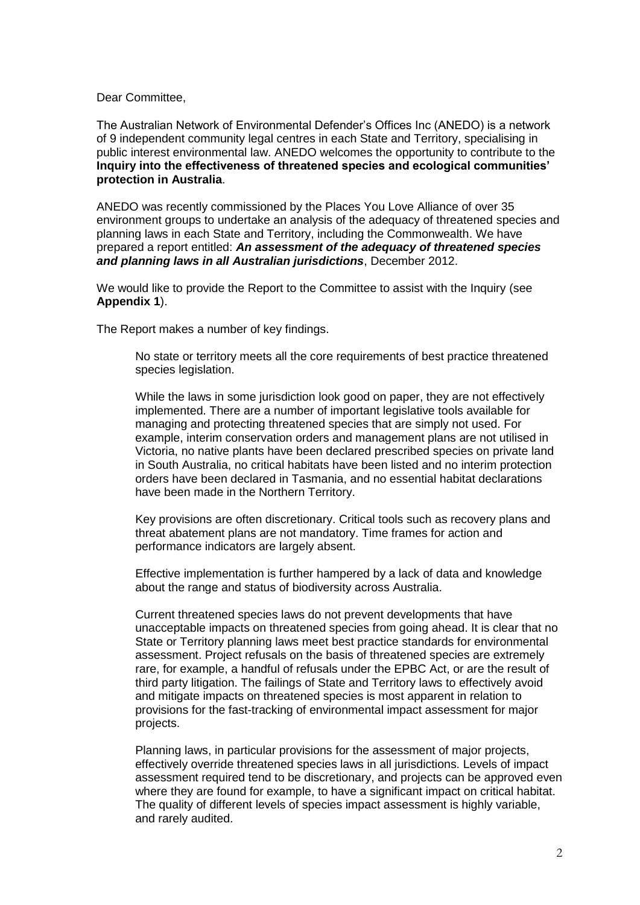Dear Committee,

The Australian Network of Environmental Defender's Offices Inc (ANEDO) is a network of 9 independent community legal centres in each State and Territory, specialising in public interest environmental law. ANEDO welcomes the opportunity to contribute to the **Inquiry into the effectiveness of threatened species and ecological communities' protection in Australia**.

ANEDO was recently commissioned by the Places You Love Alliance of over 35 environment groups to undertake an analysis of the adequacy of threatened species and planning laws in each State and Territory, including the Commonwealth. We have prepared a report entitled: ***An assessment of the adequacy of threatened species and planning laws in all Australian jurisdictions***, December 2012.

We would like to provide the Report to the Committee to assist with the Inquiry (see **Appendix 1**).

The Report makes a number of key findings.

> No state or territory meets all the core requirements of best practice threatened species legislation.
>
> While the laws in some jurisdiction look good on paper, they are not effectively implemented. There are a number of important legislative tools available for managing and protecting threatened species that are simply not used. For example, interim conservation orders and management plans are not utilised in Victoria, no native plants have been declared prescribed species on private land in South Australia, no critical habitats have been listed and no interim protection orders have been declared in Tasmania, and no essential habitat declarations have been made in the Northern Territory.
>
> Key provisions are often discretionary. Critical tools such as recovery plans and threat abatement plans are not mandatory. Time frames for action and performance indicators are largely absent.
>
> Effective implementation is further hampered by a lack of data and knowledge about the range and status of biodiversity across Australia.
>
> Current threatened species laws do not prevent developments that have unacceptable impacts on threatened species from going ahead. It is clear that no State or Territory planning laws meet best practice standards for environmental assessment. Project refusals on the basis of threatened species are extremely rare, for example, a handful of refusals under the EPBC Act, or are the result of third party litigation. The failings of State and Territory laws to effectively avoid and mitigate impacts on threatened species is most apparent in relation to provisions for the fast-tracking of environmental impact assessment for major projects.
>
> Planning laws, in particular provisions for the assessment of major projects, effectively override threatened species laws in all jurisdictions. Levels of impact assessment required tend to be discretionary, and projects can be approved even where they are found for example, to have a significant impact on critical habitat. The quality of different levels of species impact assessment is highly variable, and rarely audited.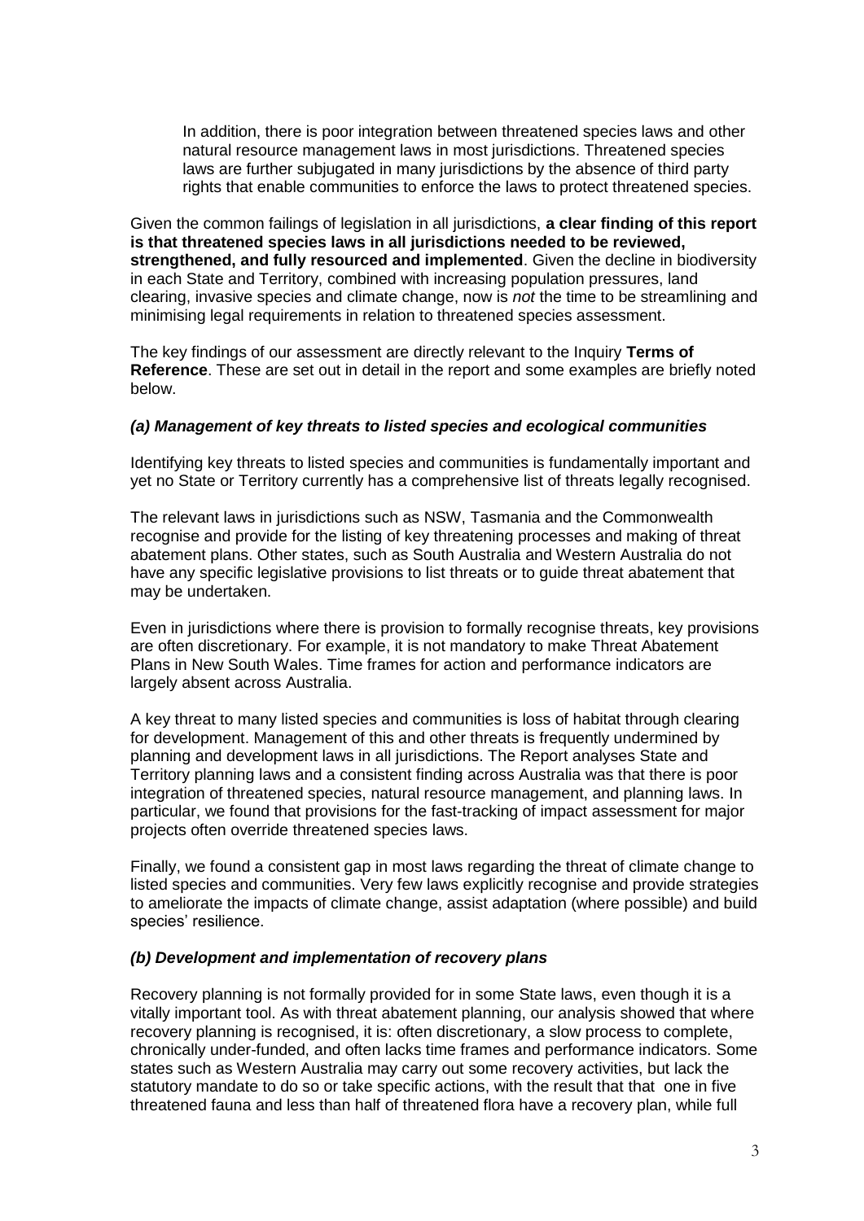> In addition, there is poor integration between threatened species laws and other natural resource management laws in most jurisdictions. Threatened species laws are further subjugated in many jurisdictions by the absence of third party rights that enable communities to enforce the laws to protect threatened species.

Given the common failings of legislation in all jurisdictions, **a clear finding of this report is that threatened species laws in all jurisdictions needed to be reviewed, strengthened, and fully resourced and implemented**. Given the decline in biodiversity in each State and Territory, combined with increasing population pressures, land clearing, invasive species and climate change, now is *not* the time to be streamlining and minimising legal requirements in relation to threatened species assessment.

The key findings of our assessment are directly relevant to the Inquiry **Terms of Reference**. These are set out in detail in the report and some examples are briefly noted below.

### *(a) Management of key threats to listed species and ecological communities*

Identifying key threats to listed species and communities is fundamentally important and yet no State or Territory currently has a comprehensive list of threats legally recognised.

The relevant laws in jurisdictions such as NSW, Tasmania and the Commonwealth recognise and provide for the listing of key threatening processes and making of threat abatement plans. Other states, such as South Australia and Western Australia do not have any specific legislative provisions to list threats or to guide threat abatement that may be undertaken.

Even in jurisdictions where there is provision to formally recognise threats, key provisions are often discretionary. For example, it is not mandatory to make Threat Abatement Plans in New South Wales. Time frames for action and performance indicators are largely absent across Australia.

A key threat to many listed species and communities is loss of habitat through clearing for development. Management of this and other threats is frequently undermined by planning and development laws in all jurisdictions. The Report analyses State and Territory planning laws and a consistent finding across Australia was that there is poor integration of threatened species, natural resource management, and planning laws. In particular, we found that provisions for the fast-tracking of impact assessment for major projects often override threatened species laws.

Finally, we found a consistent gap in most laws regarding the threat of climate change to listed species and communities. Very few laws explicitly recognise and provide strategies to ameliorate the impacts of climate change, assist adaptation (where possible) and build species' resilience.

### *(b) Development and implementation of recovery plans*

Recovery planning is not formally provided for in some State laws, even though it is a vitally important tool. As with threat abatement planning, our analysis showed that where recovery planning is recognised, it is: often discretionary, a slow process to complete, chronically under-funded, and often lacks time frames and performance indicators. Some states such as Western Australia may carry out some recovery activities, but lack the statutory mandate to do so or take specific actions, with the result that that one in five threatened fauna and less than half of threatened flora have a recovery plan, while full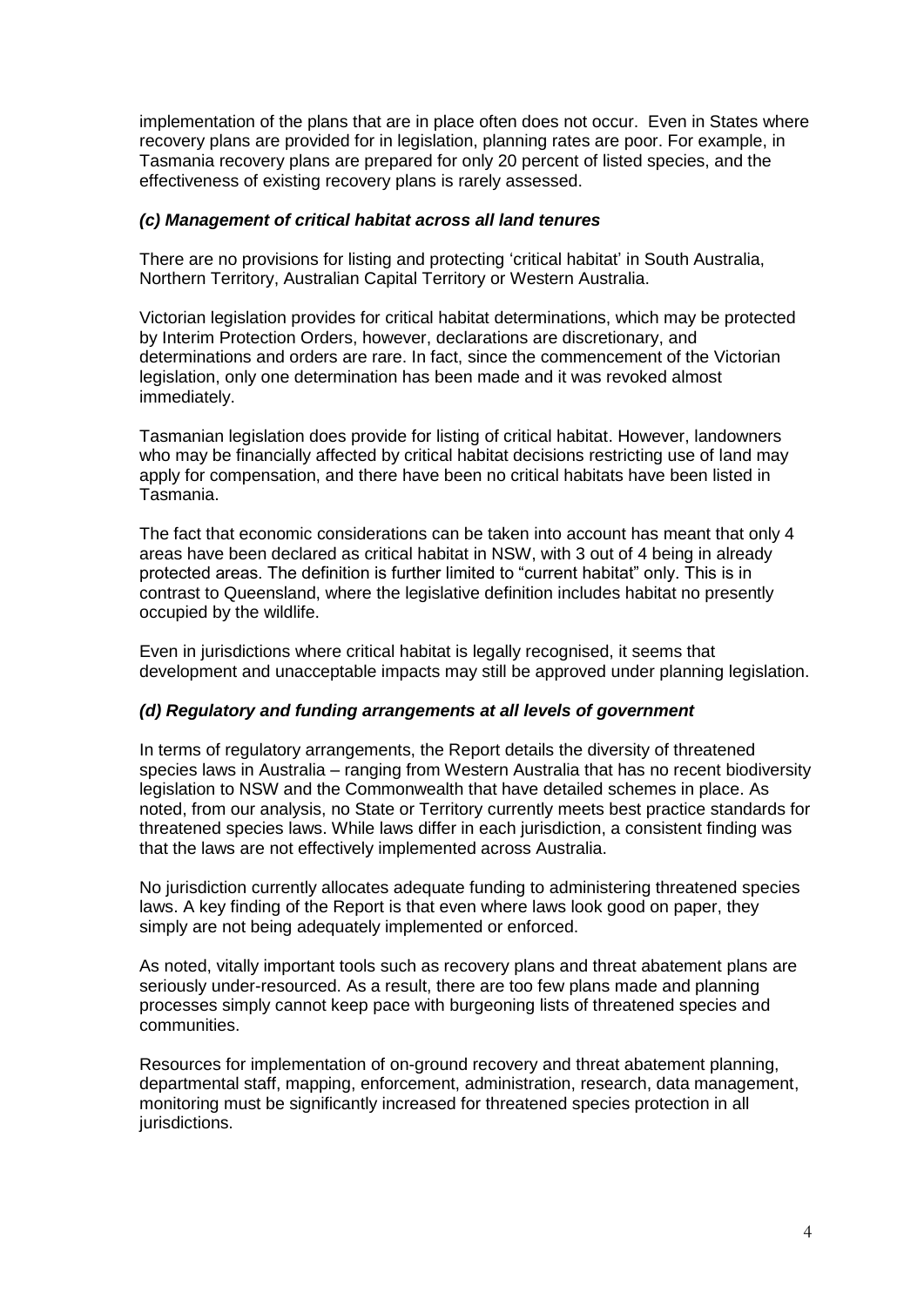implementation of the plans that are in place often does not occur. Even in States where recovery plans are provided for in legislation, planning rates are poor. For example, in Tasmania recovery plans are prepared for only 20 percent of listed species, and the effectiveness of existing recovery plans is rarely assessed.

### *(c) Management of critical habitat across all land tenures*

There are no provisions for listing and protecting 'critical habitat' in South Australia, Northern Territory, Australian Capital Territory or Western Australia.

Victorian legislation provides for critical habitat determinations, which may be protected by Interim Protection Orders, however, declarations are discretionary, and determinations and orders are rare. In fact, since the commencement of the Victorian legislation, only one determination has been made and it was revoked almost immediately.

Tasmanian legislation does provide for listing of critical habitat. However, landowners who may be financially affected by critical habitat decisions restricting use of land may apply for compensation, and there have been no critical habitats have been listed in Tasmania.

The fact that economic considerations can be taken into account has meant that only 4 areas have been declared as critical habitat in NSW, with 3 out of 4 being in already protected areas. The definition is further limited to "current habitat" only. This is in contrast to Queensland, where the legislative definition includes habitat no presently occupied by the wildlife.

Even in jurisdictions where critical habitat is legally recognised, it seems that development and unacceptable impacts may still be approved under planning legislation.

### *(d) Regulatory and funding arrangements at all levels of government*

In terms of regulatory arrangements, the Report details the diversity of threatened species laws in Australia – ranging from Western Australia that has no recent biodiversity legislation to NSW and the Commonwealth that have detailed schemes in place. As noted, from our analysis, no State or Territory currently meets best practice standards for threatened species laws. While laws differ in each jurisdiction, a consistent finding was that the laws are not effectively implemented across Australia.

No jurisdiction currently allocates adequate funding to administering threatened species laws. A key finding of the Report is that even where laws look good on paper, they simply are not being adequately implemented or enforced.

As noted, vitally important tools such as recovery plans and threat abatement plans are seriously under-resourced. As a result, there are too few plans made and planning processes simply cannot keep pace with burgeoning lists of threatened species and communities.

Resources for implementation of on-ground recovery and threat abatement planning, departmental staff, mapping, enforcement, administration, research, data management, monitoring must be significantly increased for threatened species protection in all jurisdictions.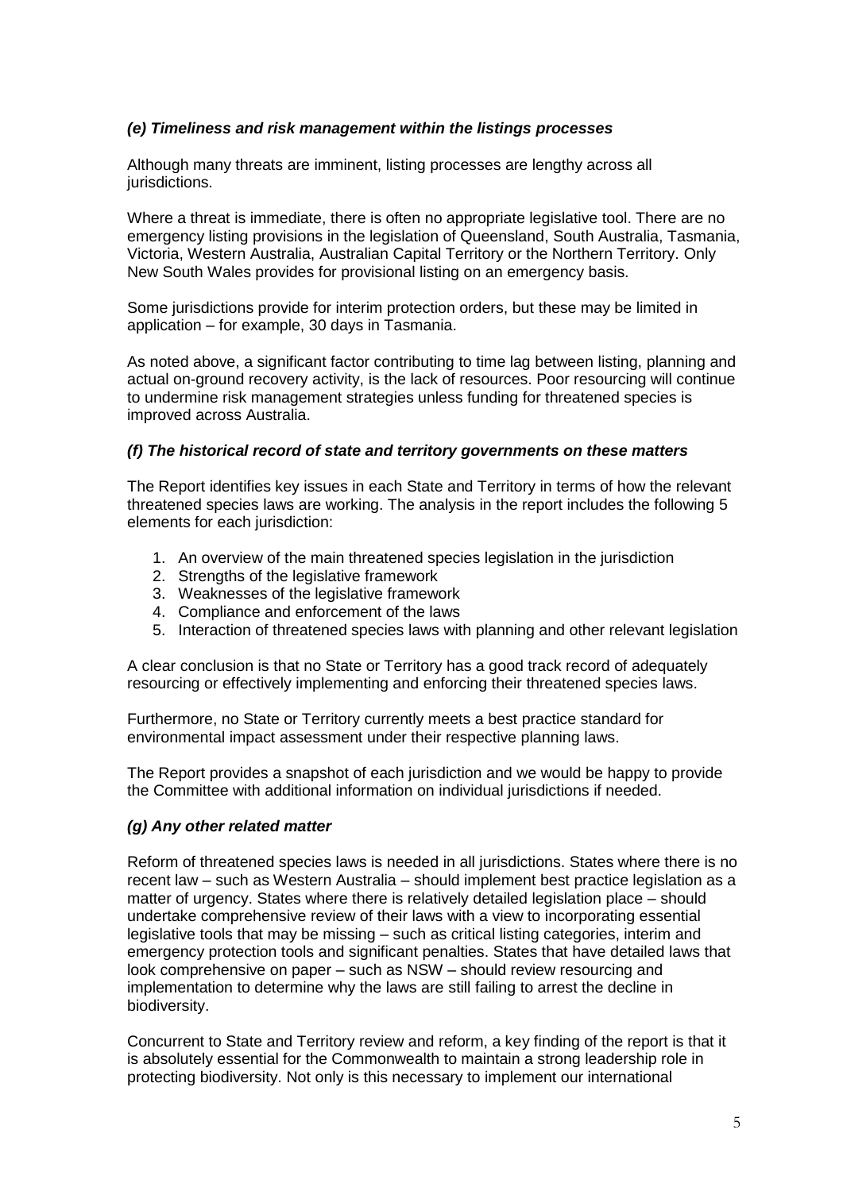### *(e) Timeliness and risk management within the listings processes*

Although many threats are imminent, listing processes are lengthy across all jurisdictions.

Where a threat is immediate, there is often no appropriate legislative tool. There are no emergency listing provisions in the legislation of Queensland, South Australia, Tasmania, Victoria, Western Australia, Australian Capital Territory or the Northern Territory. Only New South Wales provides for provisional listing on an emergency basis.

Some jurisdictions provide for interim protection orders, but these may be limited in application – for example, 30 days in Tasmania.

As noted above, a significant factor contributing to time lag between listing, planning and actual on-ground recovery activity, is the lack of resources. Poor resourcing will continue to undermine risk management strategies unless funding for threatened species is improved across Australia.

### *(f) The historical record of state and territory governments on these matters*

The Report identifies key issues in each State and Territory in terms of how the relevant threatened species laws are working. The analysis in the report includes the following 5 elements for each jurisdiction:

1. An overview of the main threatened species legislation in the jurisdiction
2. Strengths of the legislative framework
3. Weaknesses of the legislative framework
4. Compliance and enforcement of the laws
5. Interaction of threatened species laws with planning and other relevant legislation

A clear conclusion is that no State or Territory has a good track record of adequately resourcing or effectively implementing and enforcing their threatened species laws.

Furthermore, no State or Territory currently meets a best practice standard for environmental impact assessment under their respective planning laws.

The Report provides a snapshot of each jurisdiction and we would be happy to provide the Committee with additional information on individual jurisdictions if needed.

### *(g) Any other related matter*

Reform of threatened species laws is needed in all jurisdictions. States where there is no recent law – such as Western Australia – should implement best practice legislation as a matter of urgency. States where there is relatively detailed legislation place – should undertake comprehensive review of their laws with a view to incorporating essential legislative tools that may be missing – such as critical listing categories, interim and emergency protection tools and significant penalties. States that have detailed laws that look comprehensive on paper – such as NSW – should review resourcing and implementation to determine why the laws are still failing to arrest the decline in biodiversity.

Concurrent to State and Territory review and reform, a key finding of the report is that it is absolutely essential for the Commonwealth to maintain a strong leadership role in protecting biodiversity. Not only is this necessary to implement our international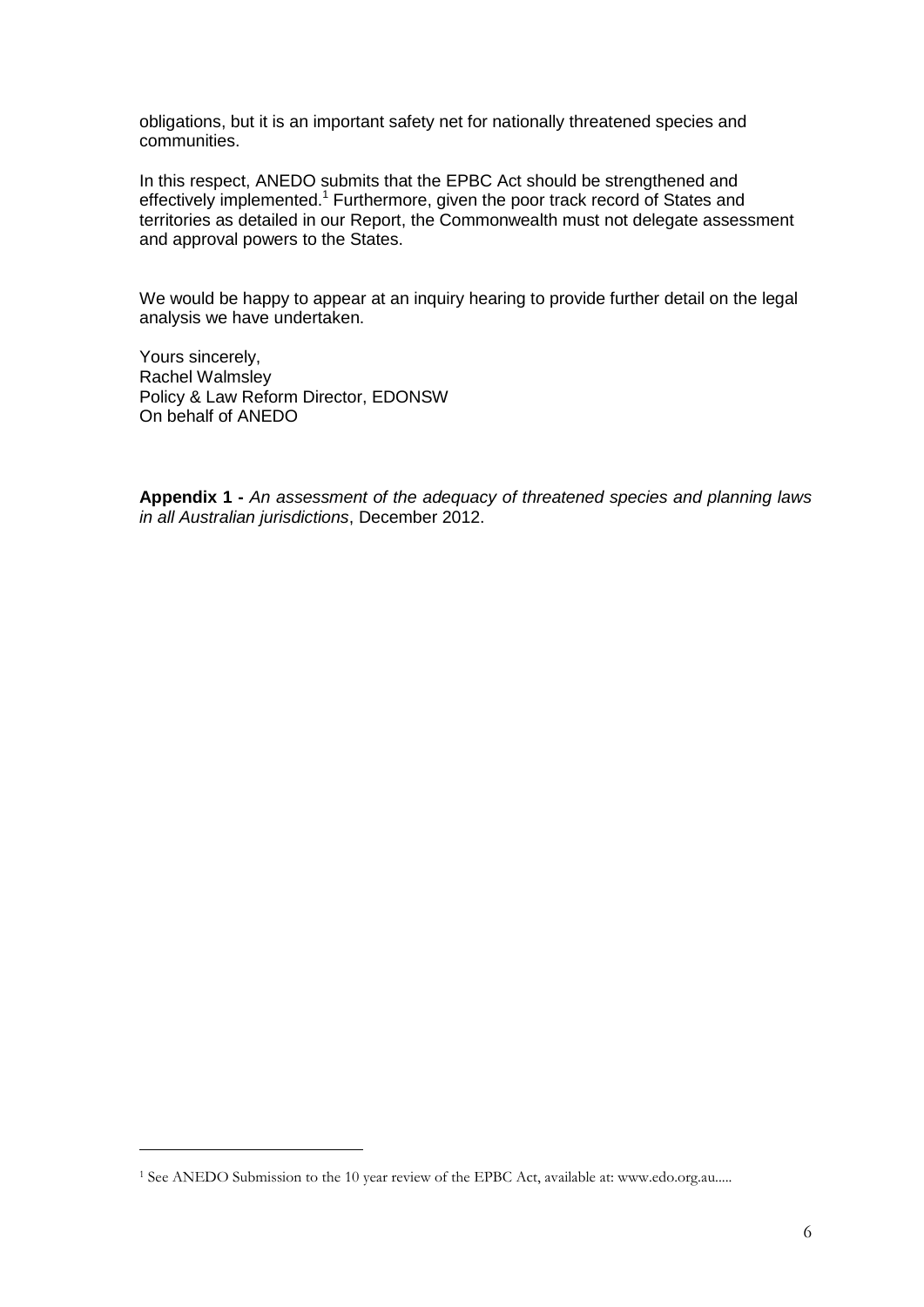obligations, but it is an important safety net for nationally threatened species and communities.

In this respect, ANEDO submits that the EPBC Act should be strengthened and effectively implemented.[1] Furthermore, given the poor track record of States and territories as detailed in our Report, the Commonwealth must not delegate assessment and approval powers to the States.

We would be happy to appear at an inquiry hearing to provide further detail on the legal analysis we have undertaken.

Yours sincerely,
Rachel Walmsley
Policy & Law Reform Director, EDONSW
On behalf of ANEDO

**Appendix 1 -** *An assessment of the adequacy of threatened species and planning laws in all Australian jurisdictions*, December 2012.

---

[1] See ANEDO Submission to the 10 year review of the EPBC Act, available at: www.edo.org.au.....